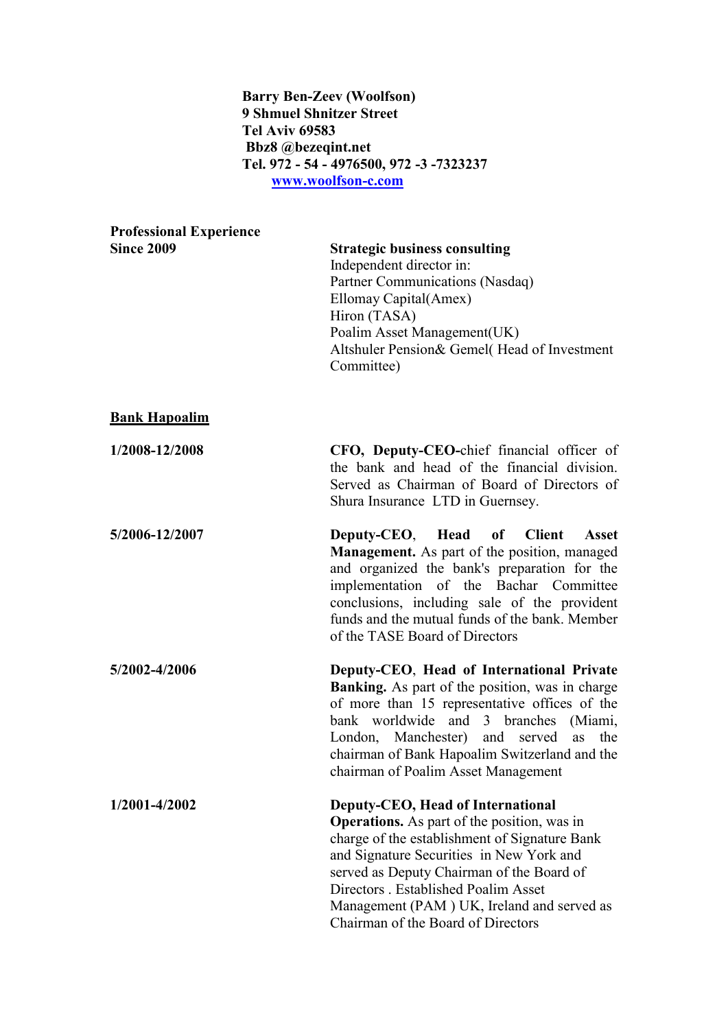**Barry Ben-Zeev (Woolfson)**
**9 Shmuel Shnitzer Street**
**Tel Aviv 69583**
**Bbz8 @bezeqint.net**
**Tel. 972 - 54 - 4976500, 972 -3 -7323237**
**[www.woolfson-c.com](http://www.woolfson-c.com)**

**Professional Experience**

| | |
|---|---|
| **Since 2009** | **Strategic business consulting**<br>Independent director in:<br>Partner Communications (Nasdaq)<br>Ellomay Capital(Amex)<br>Hiron (TASA)<br>Poalim Asset Management(UK)<br>Altshuler Pension& Gemel( Head of Investment Committee) |

**Bank Hapoalim**

| | |
|---|---|
| **1/2008-12/2008** | **CFO, Deputy-CEO-**chief financial officer of the bank and head of the financial division. Served as Chairman of Board of Directors of Shura Insurance LTD in Guernsey. |
| **5/2006-12/2007** | **Deputy-CEO**, **Head of Client Asset Management.** As part of the position, managed and organized the bank's preparation for the implementation of the Bachar Committee conclusions, including sale of the provident funds and the mutual funds of the bank. Member of the TASE Board of Directors |
| **5/2002-4/2006** | **Deputy-CEO**, **Head of International Private Banking.** As part of the position, was in charge of more than 15 representative offices of the bank worldwide and 3 branches (Miami, London, Manchester) and served as the chairman of Bank Hapoalim Switzerland and the chairman of Poalim Asset Management |
| **1/2001-4/2002** | **Deputy-CEO, Head of International Operations.** As part of the position, was in charge of the establishment of Signature Bank and Signature Securities in New York and served as Deputy Chairman of the Board of Directors . Established Poalim Asset Management (PAM ) UK, Ireland and served as Chairman of the Board of Directors |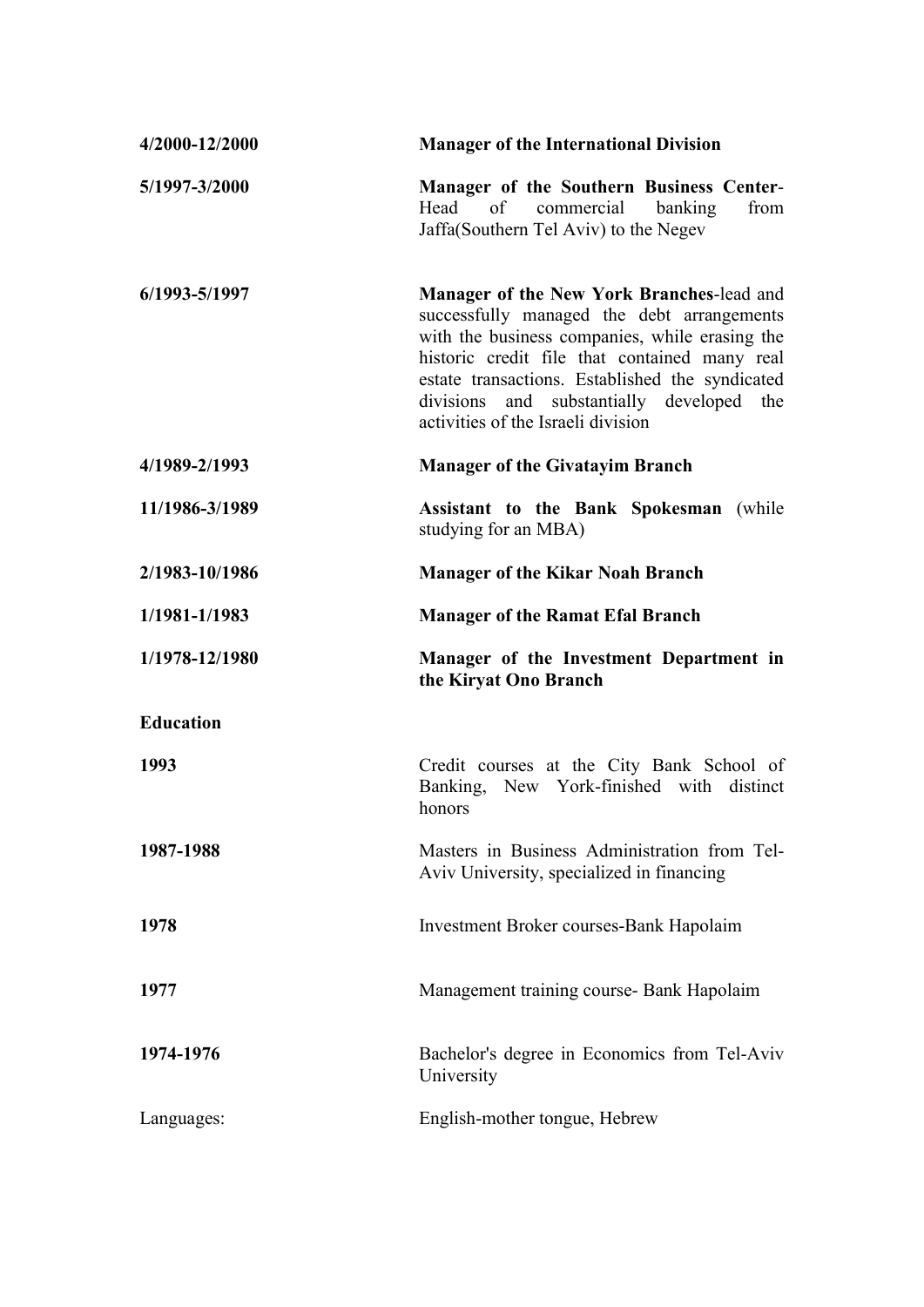| | |
|---|---|
| **4/2000-12/2000** | **Manager of the International Division** |
| **5/1997-3/2000** | **Manager of the Southern Business Center**-Head of commercial banking from Jaffa(Southern Tel Aviv) to the Negev |
| **6/1993-5/1997** | **Manager of the New York Branches**-lead and successfully managed the debt arrangements with the business companies, while erasing the historic credit file that contained many real estate transactions. Established the syndicated divisions and substantially developed the activities of the Israeli division |
| **4/1989-2/1993** | **Manager of the Givatayim Branch** |
| **11/1986-3/1989** | **Assistant to the Bank Spokesman** (while studying for an MBA) |
| **2/1983-10/1986** | **Manager of the Kikar Noah Branch** |
| **1/1981-1/1983** | **Manager of the Ramat Efal Branch** |
| **1/1978-12/1980** | **Manager of the Investment Department in the Kiryat Ono Branch** |

**Education**

| | |
|---|---|
| **1993** | Credit courses at the City Bank School of Banking, New York-finished with distinct honors |
| **1987-1988** | Masters in Business Administration from Tel-Aviv University, specialized in financing |
| **1978** | Investment Broker courses-Bank Hapolaim |
| **1977** | Management training course- Bank Hapolaim |
| **1974-1976** | Bachelor's degree in Economics from Tel-Aviv University |
| Languages: | English-mother tongue, Hebrew |